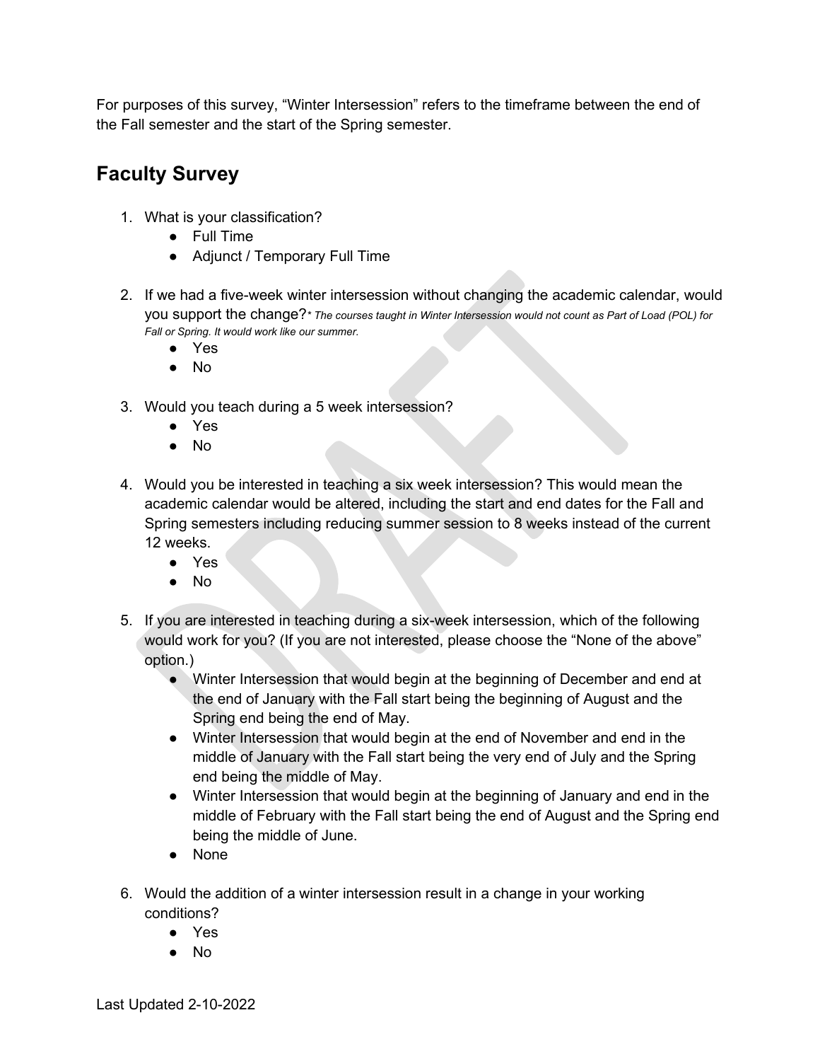For purposes of this survey, “Winter Intersession” refers to the timeframe between the end of the Fall semester and the start of the Spring semester.

## Faculty Survey

1. What is your classification?
    - Full Time
    - Adjunct / Temporary Full Time
2. If we had a five-week winter intersession without changing the academic calendar, would you support the change?*\* The courses taught in Winter Intersession would not count as Part of Load (POL) for Fall or Spring. It would work like our summer.*
    - Yes
    - No
3. Would you teach during a 5 week intersession?
    - Yes
    - No
4. Would you be interested in teaching a six week intersession? This would mean the academic calendar would be altered, including the start and end dates for the Fall and Spring semesters including reducing summer session to 8 weeks instead of the current 12 weeks.
    - Yes
    - No
5. If you are interested in teaching during a six-week intersession, which of the following would work for you? (If you are not interested, please choose the “None of the above” option.)
    - Winter Intersession that would begin at the beginning of December and end at the end of January with the Fall start being the beginning of August and the Spring end being the end of May.
    - Winter Intersession that would begin at the end of November and end in the middle of January with the Fall start being the very end of July and the Spring end being the middle of May.
    - Winter Intersession that would begin at the beginning of January and end in the middle of February with the Fall start being the end of August and the Spring end being the middle of June.
    - None
6. Would the addition of a winter intersession result in a change in your working conditions?
    - Yes
    - No

Last Updated 2-10-2022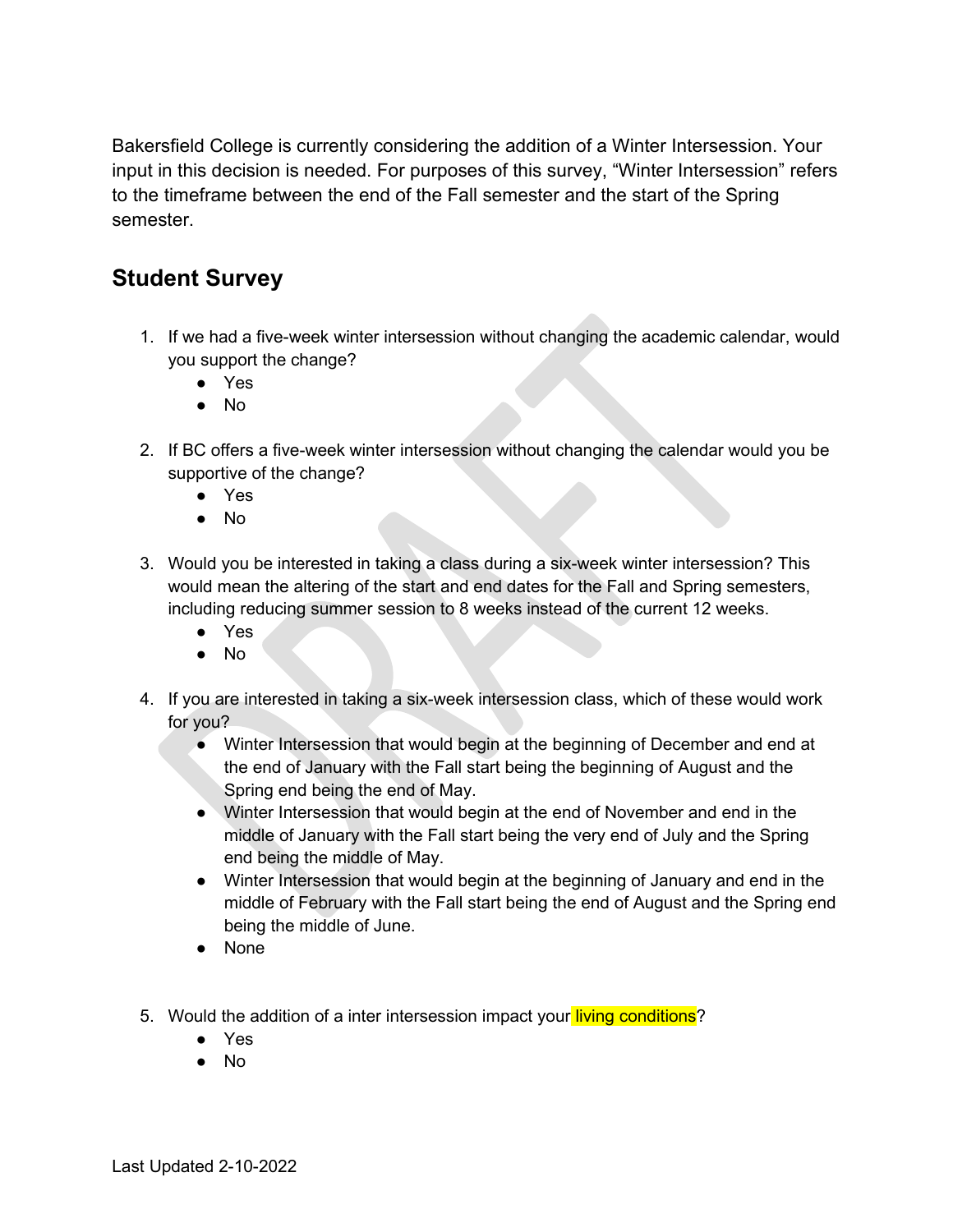Bakersfield College is currently considering the addition of a Winter Intersession. Your input in this decision is needed. For purposes of this survey, "Winter Intersession" refers to the timeframe between the end of the Fall semester and the start of the Spring semester.

## Student Survey

1. If we had a five-week winter intersession without changing the academic calendar, would you support the change?
    - Yes
    - No

2. If BC offers a five-week winter intersession without changing the calendar would you be supportive of the change?
    - Yes
    - No

3. Would you be interested in taking a class during a six-week winter intersession? This would mean the altering of the start and end dates for the Fall and Spring semesters, including reducing summer session to 8 weeks instead of the current 12 weeks.
    - Yes
    - No

4. If you are interested in taking a six-week intersession class, which of these would work for you?
    - Winter Intersession that would begin at the beginning of December and end at the end of January with the Fall start being the beginning of August and the Spring end being the end of May.
    - Winter Intersession that would begin at the end of November and end in the middle of January with the Fall start being the very end of July and the Spring end being the middle of May.
    - Winter Intersession that would begin at the beginning of January and end in the middle of February with the Fall start being the end of August and the Spring end being the middle of June.
    - None

5. Would the addition of a inter intersession impact your living conditions?
    - Yes
    - No

Last Updated 2-10-2022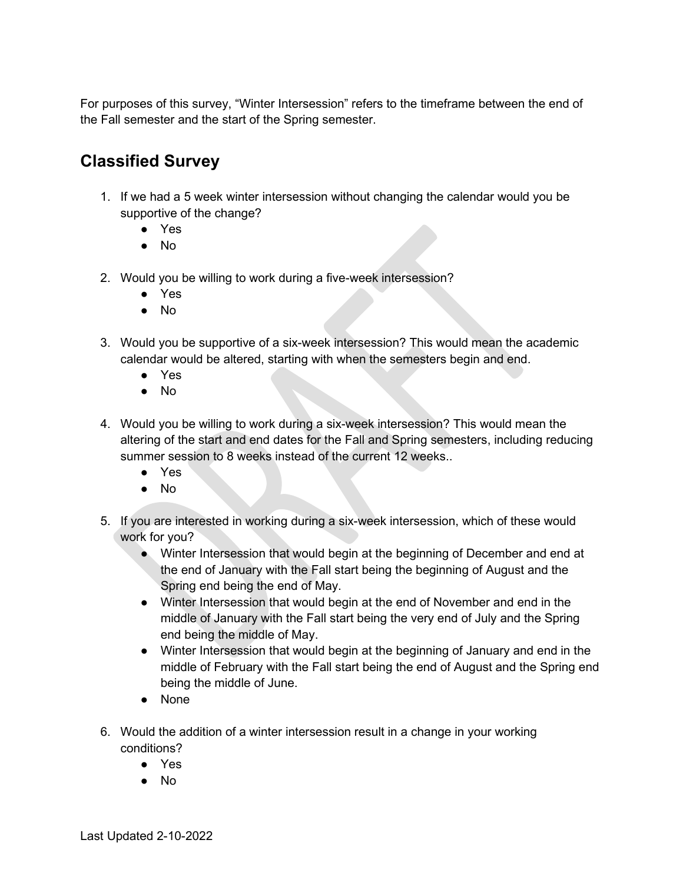For purposes of this survey, "Winter Intersession" refers to the timeframe between the end of the Fall semester and the start of the Spring semester.

## Classified Survey

1. If we had a 5 week winter intersession without changing the calendar would you be supportive of the change?
   - Yes
   - No

2. Would you be willing to work during a five-week intersession?
   - Yes
   - No

3. Would you be supportive of a six-week intersession? This would mean the academic calendar would be altered, starting with when the semesters begin and end.
   - Yes
   - No

4. Would you be willing to work during a six-week intersession? This would mean the altering of the start and end dates for the Fall and Spring semesters, including reducing summer session to 8 weeks instead of the current 12 weeks..
   - Yes
   - No

5. If you are interested in working during a six-week intersession, which of these would work for you?
   - Winter Intersession that would begin at the beginning of December and end at the end of January with the Fall start being the beginning of August and the Spring end being the end of May.
   - Winter Intersession that would begin at the end of November and end in the middle of January with the Fall start being the very end of July and the Spring end being the middle of May.
   - Winter Intersession that would begin at the beginning of January and end in the middle of February with the Fall start being the end of August and the Spring end being the middle of June.
   - None

6. Would the addition of a winter intersession result in a change in your working conditions?
   - Yes
   - No

Last Updated 2-10-2022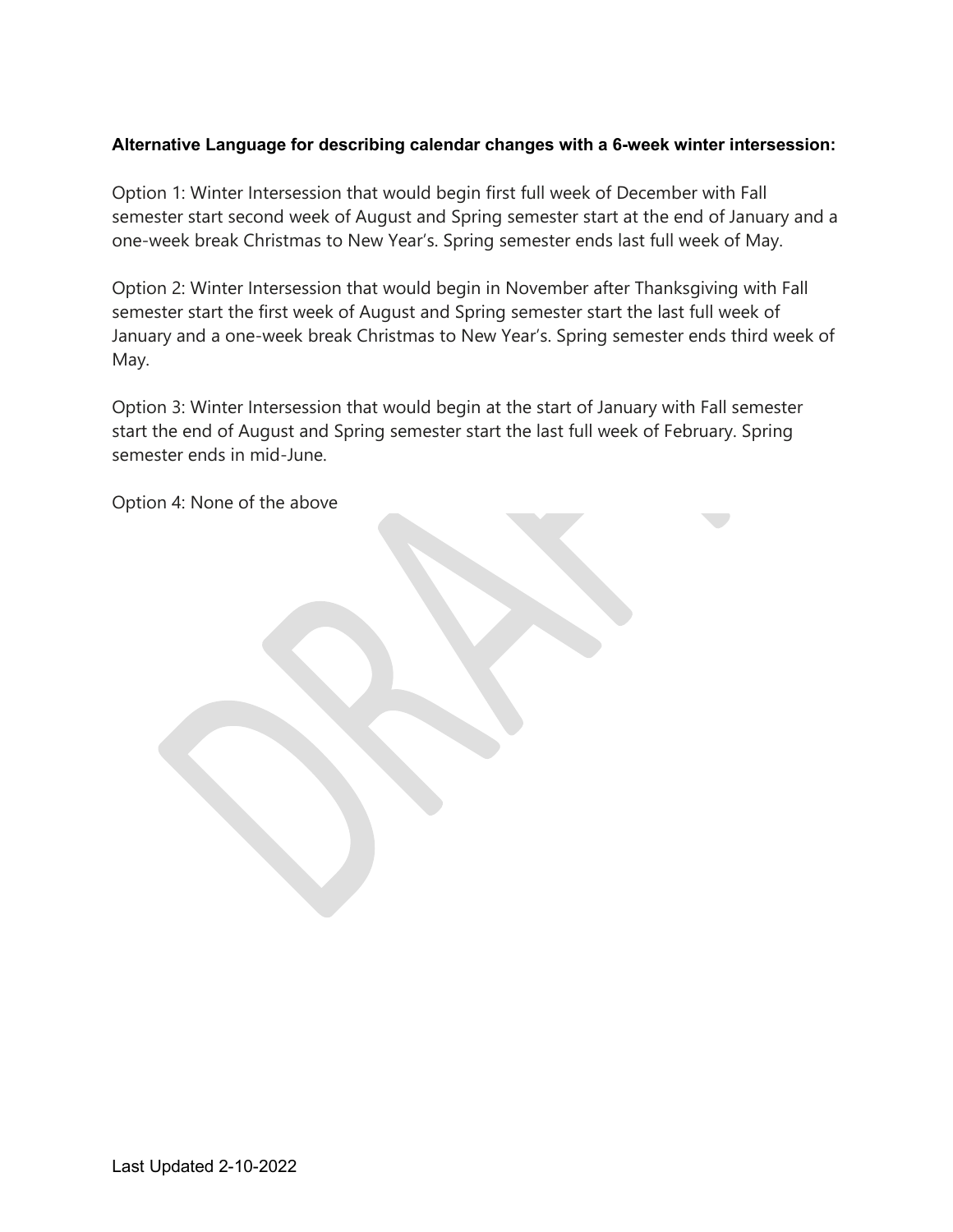**Alternative Language for describing calendar changes with a 6-week winter intersession:**

Option 1: Winter Intersession that would begin first full week of December with Fall semester start second week of August and Spring semester start at the end of January and a one-week break Christmas to New Year's. Spring semester ends last full week of May.

Option 2: Winter Intersession that would begin in November after Thanksgiving with Fall semester start the first week of August and Spring semester start the last full week of January and a one-week break Christmas to New Year's. Spring semester ends third week of May.

Option 3: Winter Intersession that would begin at the start of January with Fall semester start the end of August and Spring semester start the last full week of February. Spring semester ends in mid-June.

Option 4: None of the above

Last Updated 2-10-2022